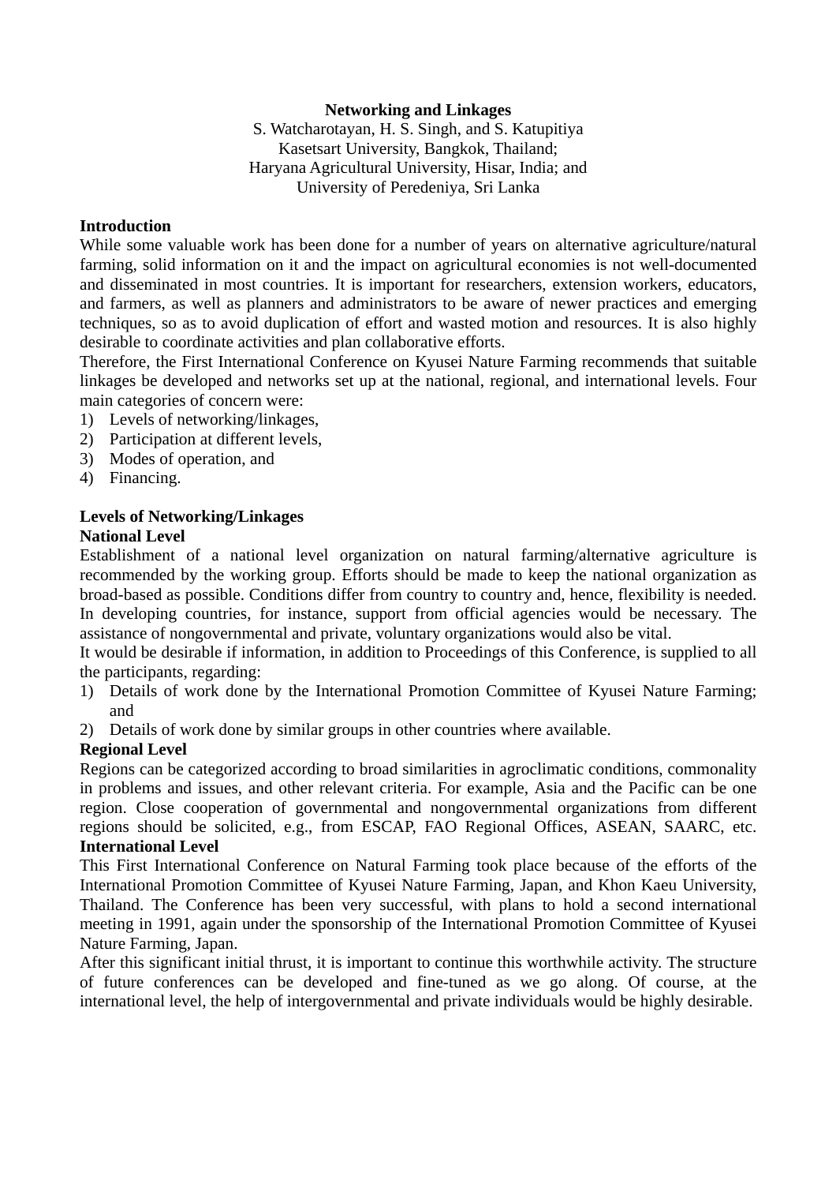# Networking and Linkages

S. Watcharotayan, H. S. Singh, and S. Katupitiya
Kasetsart University, Bangkok, Thailand;
Haryana Agricultural University, Hisar, India; and
University of Peredeniya, Sri Lanka

## Introduction

While some valuable work has been done for a number of years on alternative agriculture/natural farming, solid information on it and the impact on agricultural economies is not well-documented and disseminated in most countries. It is important for researchers, extension workers, educators, and farmers, as well as planners and administrators to be aware of newer practices and emerging techniques, so as to avoid duplication of effort and wasted motion and resources. It is also highly desirable to coordinate activities and plan collaborative efforts.

Therefore, the First International Conference on Kyusei Nature Farming recommends that suitable linkages be developed and networks set up at the national, regional, and international levels. Four main categories of concern were:

1) Levels of networking/linkages,
2) Participation at different levels,
3) Modes of operation, and
4) Financing.

## Levels of Networking/Linkages

### National Level

Establishment of a national level organization on natural farming/alternative agriculture is recommended by the working group. Efforts should be made to keep the national organization as broad-based as possible. Conditions differ from country to country and, hence, flexibility is needed. In developing countries, for instance, support from official agencies would be necessary. The assistance of nongovernmental and private, voluntary organizations would also be vital.

It would be desirable if information, in addition to Proceedings of this Conference, is supplied to all the participants, regarding:

1) Details of work done by the International Promotion Committee of Kyusei Nature Farming; and
2) Details of work done by similar groups in other countries where available.

### Regional Level

Regions can be categorized according to broad similarities in agroclimatic conditions, commonality in problems and issues, and other relevant criteria. For example, Asia and the Pacific can be one region. Close cooperation of governmental and nongovernmental organizations from different regions should be solicited, e.g., from ESCAP, FAO Regional Offices, ASEAN, SAARC, etc.

### International Level

This First International Conference on Natural Farming took place because of the efforts of the International Promotion Committee of Kyusei Nature Farming, Japan, and Khon Kaeu University, Thailand. The Conference has been very successful, with plans to hold a second international meeting in 1991, again under the sponsorship of the International Promotion Committee of Kyusei Nature Farming, Japan.

After this significant initial thrust, it is important to continue this worthwhile activity. The structure of future conferences can be developed and fine-tuned as we go along. Of course, at the international level, the help of intergovernmental and private individuals would be highly desirable.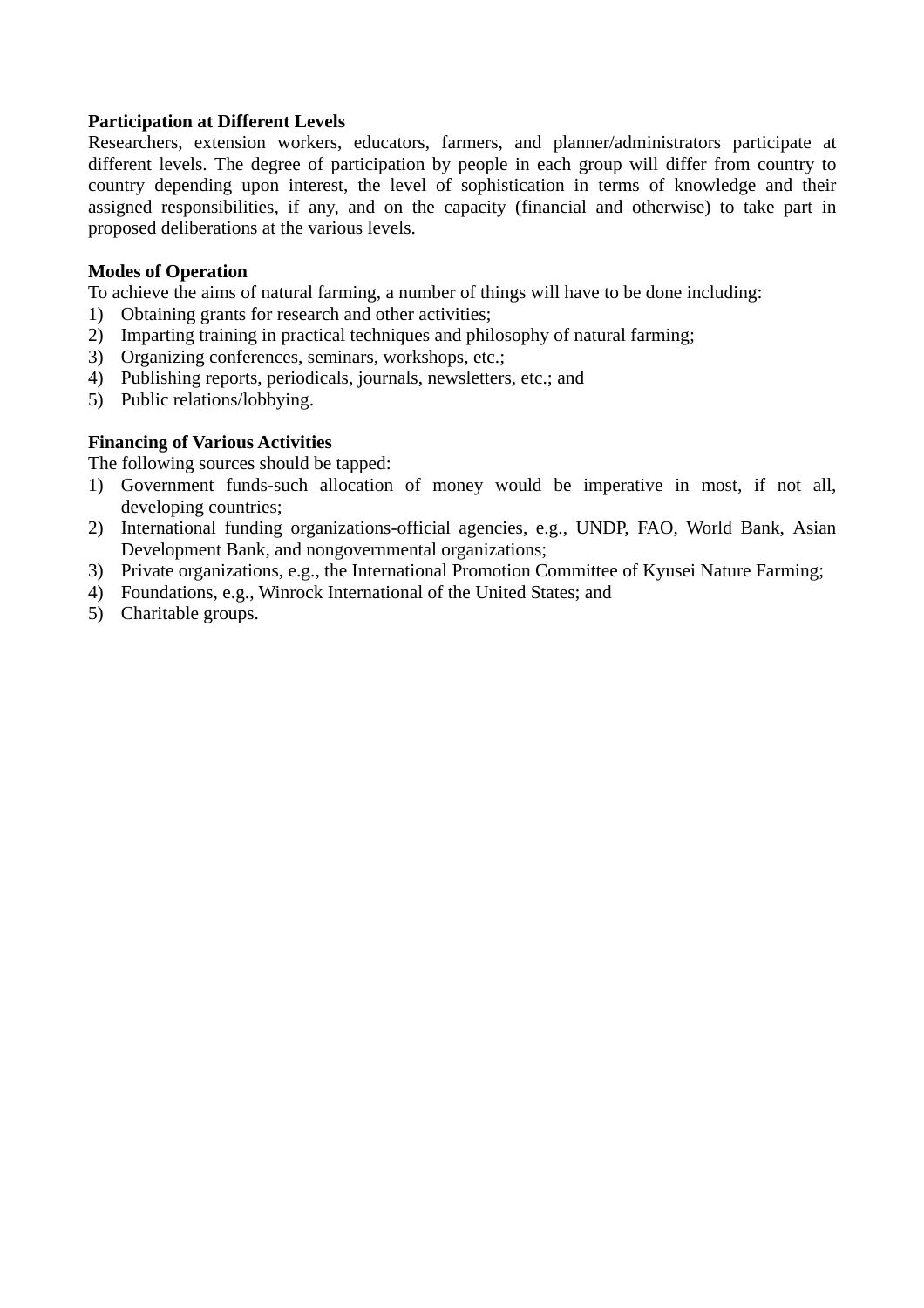**Participation at Different Levels**

Researchers, extension workers, educators, farmers, and planner/administrators participate at different levels. The degree of participation by people in each group will differ from country to country depending upon interest, the level of sophistication in terms of knowledge and their assigned responsibilities, if any, and on the capacity (financial and otherwise) to take part in proposed deliberations at the various levels.

**Modes of Operation**

To achieve the aims of natural farming, a number of things will have to be done including:

1) Obtaining grants for research and other activities;
2) Imparting training in practical techniques and philosophy of natural farming;
3) Organizing conferences, seminars, workshops, etc.;
4) Publishing reports, periodicals, journals, newsletters, etc.; and
5) Public relations/lobbying.

**Financing of Various Activities**

The following sources should be tapped:

1) Government funds-such allocation of money would be imperative in most, if not all, developing countries;
2) International funding organizations-official agencies, e.g., UNDP, FAO, World Bank, Asian Development Bank, and nongovernmental organizations;
3) Private organizations, e.g., the International Promotion Committee of Kyusei Nature Farming;
4) Foundations, e.g., Winrock International of the United States; and
5) Charitable groups.